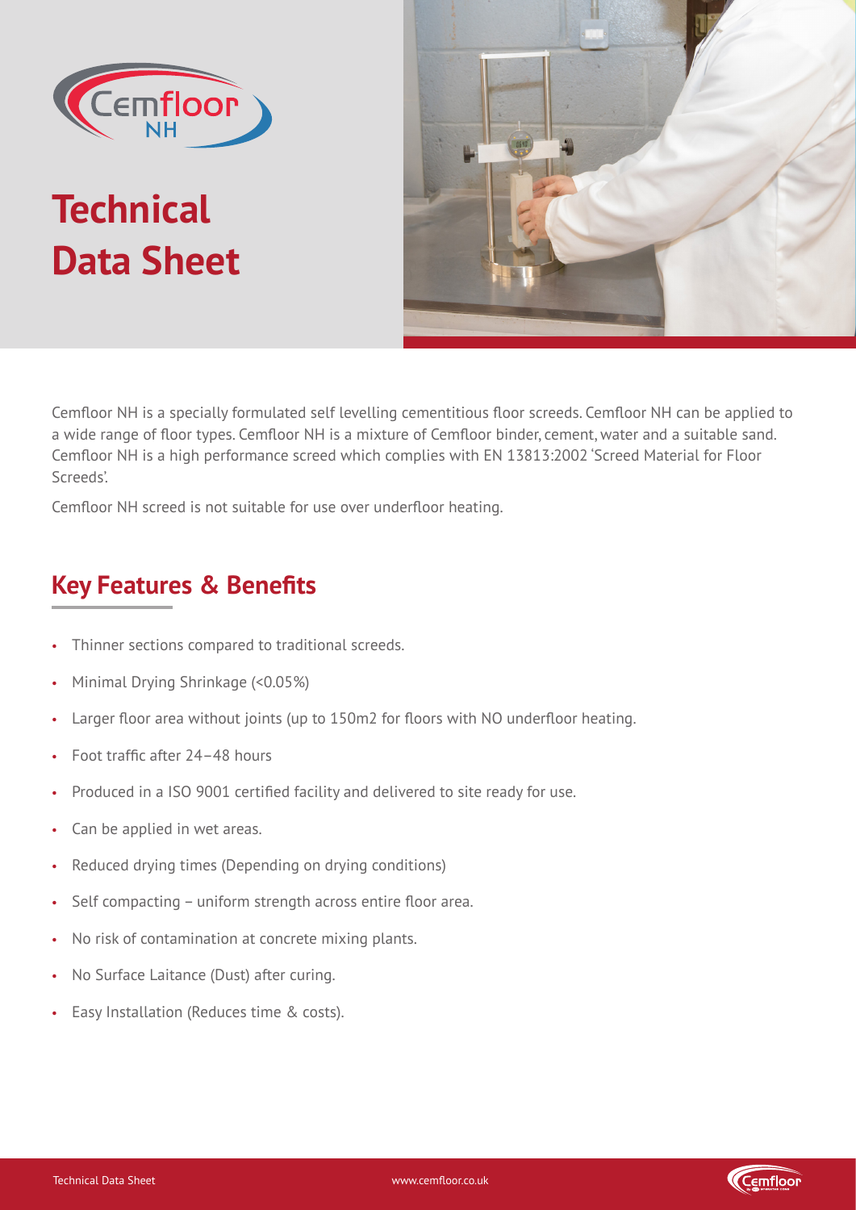# Cemfloor NH

# Technical Data Sheet

Cemfloor NH is a specially formulated self levelling cementitious floor screeds. Cemfloor NH can be applied to a wide range of floor types. Cemfloor NH is a mixture of Cemfloor binder, cement, water and a suitable sand. Cemfloor NH is a high performance screed which complies with EN 13813:2002 'Screed Material for Floor Screeds'.

Cemfloor NH screed is not suitable for use over underfloor heating.

## Key Features & Benefits

- Thinner sections compared to traditional screeds.
- Minimal Drying Shrinkage (<0.05%)
- Larger floor area without joints (up to 150m2 for floors with NO underfloor heating.
- Foot traffic after 24–48 hours
- Produced in a ISO 9001 certified facility and delivered to site ready for use.
- Can be applied in wet areas.
- Reduced drying times (Depending on drying conditions)
- Self compacting – uniform strength across entire floor area.
- No risk of contamination at concrete mixing plants.
- No Surface Laitance (Dust) after curing.
- Easy Installation (Reduces time & costs).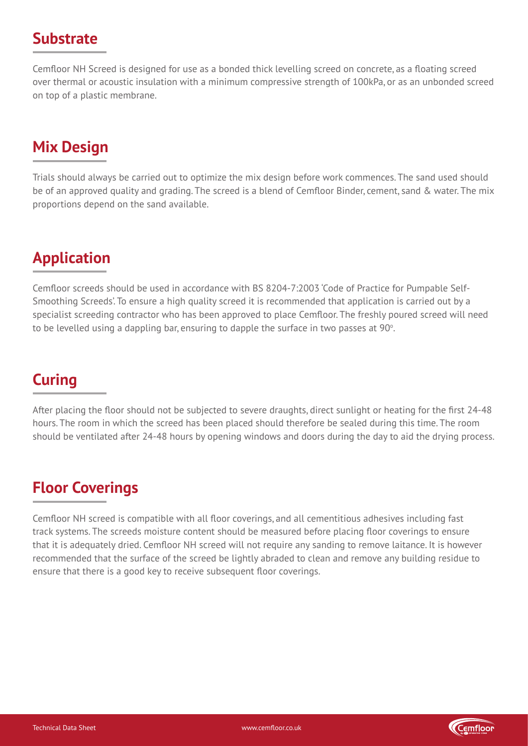## Substrate

Cemfloor NH Screed is designed for use as a bonded thick levelling screed on concrete, as a floating screed over thermal or acoustic insulation with a minimum compressive strength of 100kPa, or as an unbonded screed on top of a plastic membrane.

## Mix Design

Trials should always be carried out to optimize the mix design before work commences. The sand used should be of an approved quality and grading. The screed is a blend of Cemfloor Binder, cement, sand & water. The mix proportions depend on the sand available.

## Application

Cemfloor screeds should be used in accordance with BS 8204-7:2003 'Code of Practice for Pumpable Self-Smoothing Screeds'. To ensure a high quality screed it is recommended that application is carried out by a specialist screeding contractor who has been approved to place Cemfloor. The freshly poured screed will need to be levelled using a dappling bar, ensuring to dapple the surface in two passes at 90°.

## Curing

After placing the floor should not be subjected to severe draughts, direct sunlight or heating for the first 24-48 hours. The room in which the screed has been placed should therefore be sealed during this time. The room should be ventilated after 24-48 hours by opening windows and doors during the day to aid the drying process.

## Floor Coverings

Cemfloor NH screed is compatible with all floor coverings, and all cementitious adhesives including fast track systems. The screeds moisture content should be measured before placing floor coverings to ensure that it is adequately dried. Cemfloor NH screed will not require any sanding to remove laitance. It is however recommended that the surface of the screed be lightly abraded to clean and remove any building residue to ensure that there is a good key to receive subsequent floor coverings.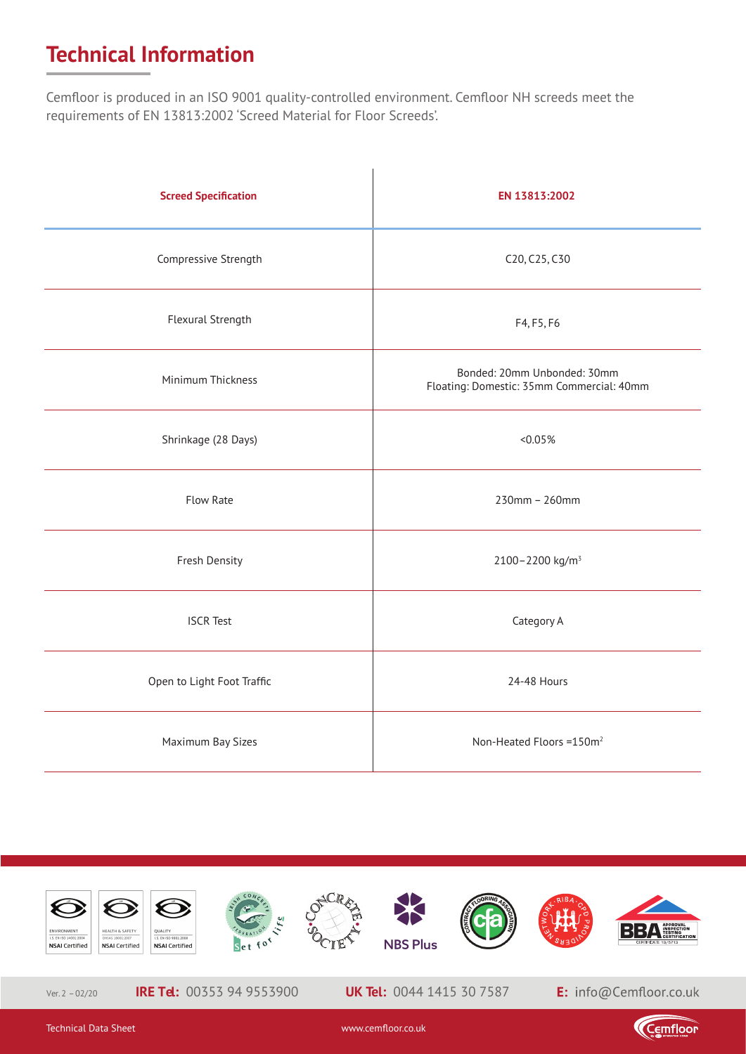# Technical Information

Cemfloor is produced in an ISO 9001 quality-controlled environment. Cemfloor NH screeds meet the requirements of EN 13813:2002 'Screed Material for Floor Screeds'.

| Screed Specification | EN 13813:2002 |
| --- | --- |
| Compressive Strength | C20, C25, C30 |
| Flexural Strength | F4, F5, F6 |
| Minimum Thickness | Bonded: 20mm Unbonded: 30mm<br>Floating: Domestic: 35mm Commercial: 40mm |
| Shrinkage (28 Days) | <0.05% |
| Flow Rate | 230mm – 260mm |
| Fresh Density | 2100–2200 kg/m³ |
| ISCR Test | Category A |
| Open to Light Foot Traffic | 24-48 Hours |
| Maximum Bay Sizes | Non-Heated Floors =150m² |

Ver. 2 – 02/20 **IRE Tel:** 00353 94 9553900 **UK Tel:** 0044 1415 30 7587 **E:** info@Cemfloor.co.uk

Technical Data Sheet www.cemfloor.co.uk